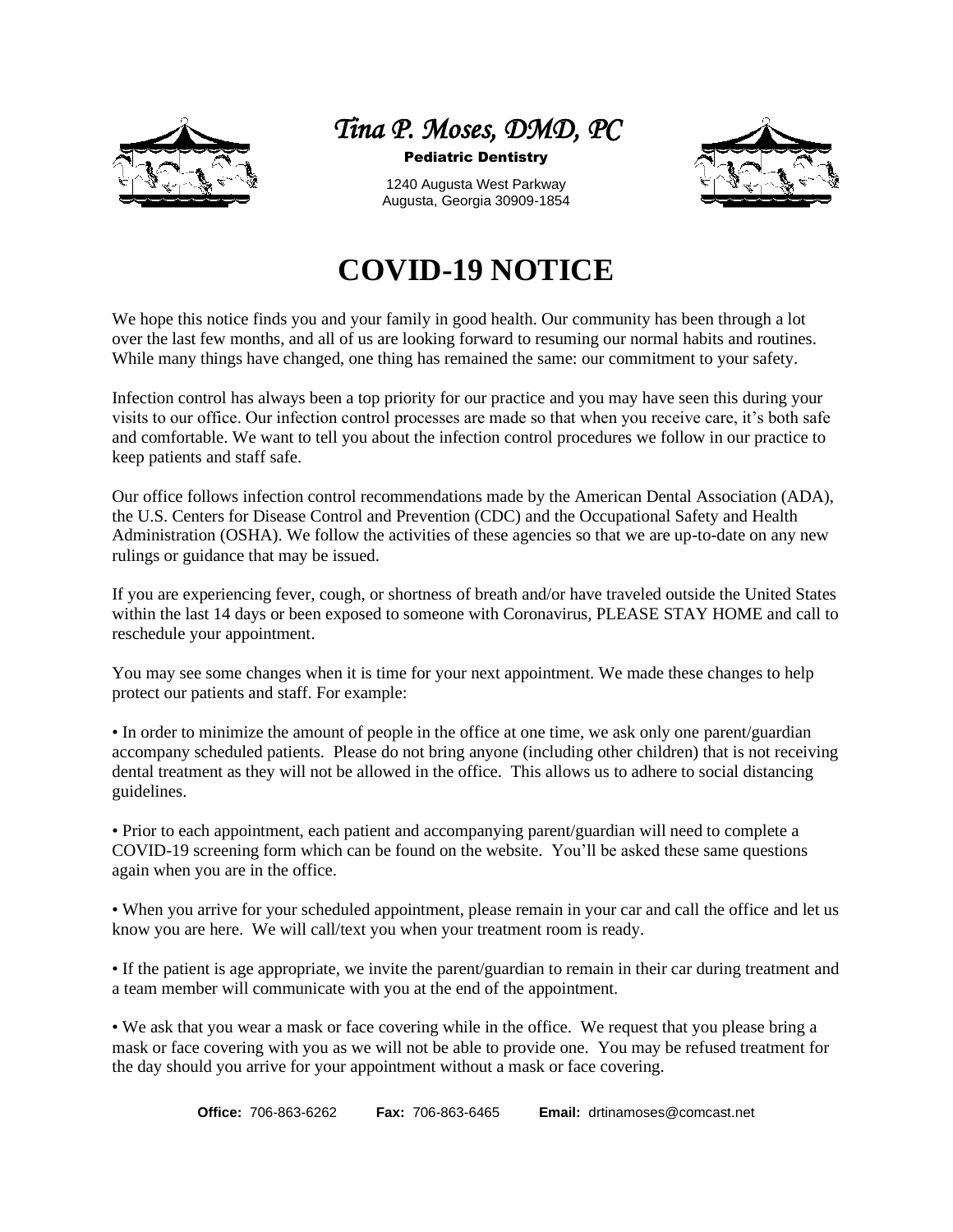*Tina P. Moses, DMD, PC*

**Pediatric Dentistry**

1240 Augusta West Parkway
Augusta, Georgia 30909-1854

# COVID-19 NOTICE

We hope this notice finds you and your family in good health. Our community has been through a lot over the last few months, and all of us are looking forward to resuming our normal habits and routines. While many things have changed, one thing has remained the same: our commitment to your safety.

Infection control has always been a top priority for our practice and you may have seen this during your visits to our office. Our infection control processes are made so that when you receive care, it's both safe and comfortable. We want to tell you about the infection control procedures we follow in our practice to keep patients and staff safe.

Our office follows infection control recommendations made by the American Dental Association (ADA), the U.S. Centers for Disease Control and Prevention (CDC) and the Occupational Safety and Health Administration (OSHA). We follow the activities of these agencies so that we are up-to-date on any new rulings or guidance that may be issued.

If you are experiencing fever, cough, or shortness of breath and/or have traveled outside the United States within the last 14 days or been exposed to someone with Coronavirus, PLEASE STAY HOME and call to reschedule your appointment.

You may see some changes when it is time for your next appointment. We made these changes to help protect our patients and staff. For example:

• In order to minimize the amount of people in the office at one time, we ask only one parent/guardian accompany scheduled patients. Please do not bring anyone (including other children) that is not receiving dental treatment as they will not be allowed in the office. This allows us to adhere to social distancing guidelines.

• Prior to each appointment, each patient and accompanying parent/guardian will need to complete a COVID-19 screening form which can be found on the website. You'll be asked these same questions again when you are in the office.

• When you arrive for your scheduled appointment, please remain in your car and call the office and let us know you are here. We will call/text you when your treatment room is ready.

• If the patient is age appropriate, we invite the parent/guardian to remain in their car during treatment and a team member will communicate with you at the end of the appointment.

• We ask that you wear a mask or face covering while in the office. We request that you please bring a mask or face covering with you as we will not be able to provide one. You may be refused treatment for the day should you arrive for your appointment without a mask or face covering.

**Office:** 706-863-6262 **Fax:** 706-863-6465 **Email:** drtinamoses@comcast.net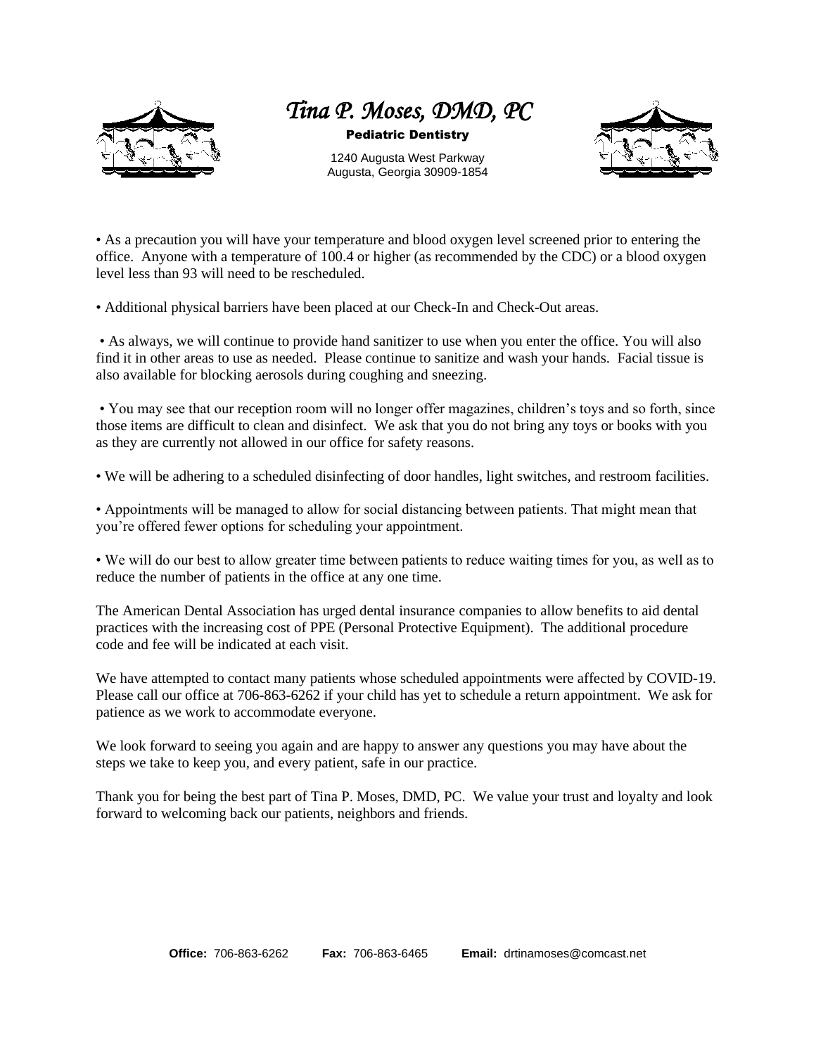# *Tina P. Moses, DMD, PC*

**Pediatric Dentistry**

1240 Augusta West Parkway
Augusta, Georgia 30909-1854

• As a precaution you will have your temperature and blood oxygen level screened prior to entering the office. Anyone with a temperature of 100.4 or higher (as recommended by the CDC) or a blood oxygen level less than 93 will need to be rescheduled.

• Additional physical barriers have been placed at our Check-In and Check-Out areas.

• As always, we will continue to provide hand sanitizer to use when you enter the office. You will also find it in other areas to use as needed. Please continue to sanitize and wash your hands. Facial tissue is also available for blocking aerosols during coughing and sneezing.

• You may see that our reception room will no longer offer magazines, children's toys and so forth, since those items are difficult to clean and disinfect. We ask that you do not bring any toys or books with you as they are currently not allowed in our office for safety reasons.

• We will be adhering to a scheduled disinfecting of door handles, light switches, and restroom facilities.

• Appointments will be managed to allow for social distancing between patients. That might mean that you're offered fewer options for scheduling your appointment.

• We will do our best to allow greater time between patients to reduce waiting times for you, as well as to reduce the number of patients in the office at any one time.

The American Dental Association has urged dental insurance companies to allow benefits to aid dental practices with the increasing cost of PPE (Personal Protective Equipment). The additional procedure code and fee will be indicated at each visit.

We have attempted to contact many patients whose scheduled appointments were affected by COVID-19. Please call our office at 706-863-6262 if your child has yet to schedule a return appointment. We ask for patience as we work to accommodate everyone.

We look forward to seeing you again and are happy to answer any questions you may have about the steps we take to keep you, and every patient, safe in our practice.

Thank you for being the best part of Tina P. Moses, DMD, PC. We value your trust and loyalty and look forward to welcoming back our patients, neighbors and friends.

**Office:** 706-863-6262 **Fax:** 706-863-6465 **Email:** drtinamoses@comcast.net